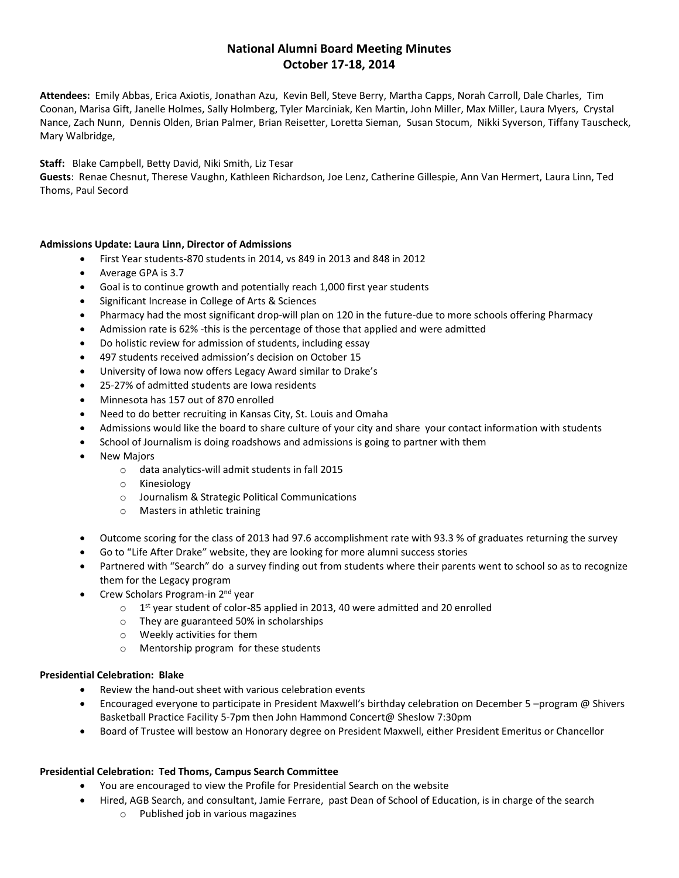# National Alumni Board Meeting Minutes
## October 17-18, 2014

**Attendees:** Emily Abbas, Erica Axiotis, Jonathan Azu, Kevin Bell, Steve Berry, Martha Capps, Norah Carroll, Dale Charles, Tim Coonan, Marisa Gift, Janelle Holmes, Sally Holmberg, Tyler Marciniak, Ken Martin, John Miller, Max Miller, Laura Myers, Crystal Nance, Zach Nunn, Dennis Olden, Brian Palmer, Brian Reisetter, Loretta Sieman, Susan Stocum, Nikki Syverson, Tiffany Tauscheck, Mary Walbridge,

**Staff:** Blake Campbell, Betty David, Niki Smith, Liz Tesar
**Guests**: Renae Chesnut, Therese Vaughn, Kathleen Richardson, Joe Lenz, Catherine Gillespie, Ann Van Hermert, Laura Linn, Ted Thoms, Paul Secord

**Admissions Update: Laura Linn, Director of Admissions**

- First Year students-870 students in 2014, vs 849 in 2013 and 848 in 2012
- Average GPA is 3.7
- Goal is to continue growth and potentially reach 1,000 first year students
- Significant Increase in College of Arts & Sciences
- Pharmacy had the most significant drop-will plan on 120 in the future-due to more schools offering Pharmacy
- Admission rate is 62% -this is the percentage of those that applied and were admitted
- Do holistic review for admission of students, including essay
- 497 students received admission's decision on October 15
- University of Iowa now offers Legacy Award similar to Drake's
- 25-27% of admitted students are Iowa residents
- Minnesota has 157 out of 870 enrolled
- Need to do better recruiting in Kansas City, St. Louis and Omaha
- Admissions would like the board to share culture of your city and share your contact information with students
- School of Journalism is doing roadshows and admissions is going to partner with them
- New Majors
  - data analytics-will admit students in fall 2015
  - Kinesiology
  - Journalism & Strategic Political Communications
  - Masters in athletic training

- Outcome scoring for the class of 2013 had 97.6 accomplishment rate with 93.3 % of graduates returning the survey
- Go to "Life After Drake" website, they are looking for more alumni success stories
- Partnered with "Search" do a survey finding out from students where their parents went to school so as to recognize them for the Legacy program
- Crew Scholars Program-in 2nd year
  - 1st year student of color-85 applied in 2013, 40 were admitted and 20 enrolled
  - They are guaranteed 50% in scholarships
  - Weekly activities for them
  - Mentorship program for these students

**Presidential Celebration: Blake**

- Review the hand-out sheet with various celebration events
- Encouraged everyone to participate in President Maxwell's birthday celebration on December 5 –program @ Shivers Basketball Practice Facility 5-7pm then John Hammond Concert@ Sheslow 7:30pm
- Board of Trustee will bestow an Honorary degree on President Maxwell, either President Emeritus or Chancellor

**Presidential Celebration: Ted Thoms, Campus Search Committee**

- You are encouraged to view the Profile for Presidential Search on the website
- Hired, AGB Search, and consultant, Jamie Ferrare, past Dean of School of Education, is in charge of the search
  - Published job in various magazines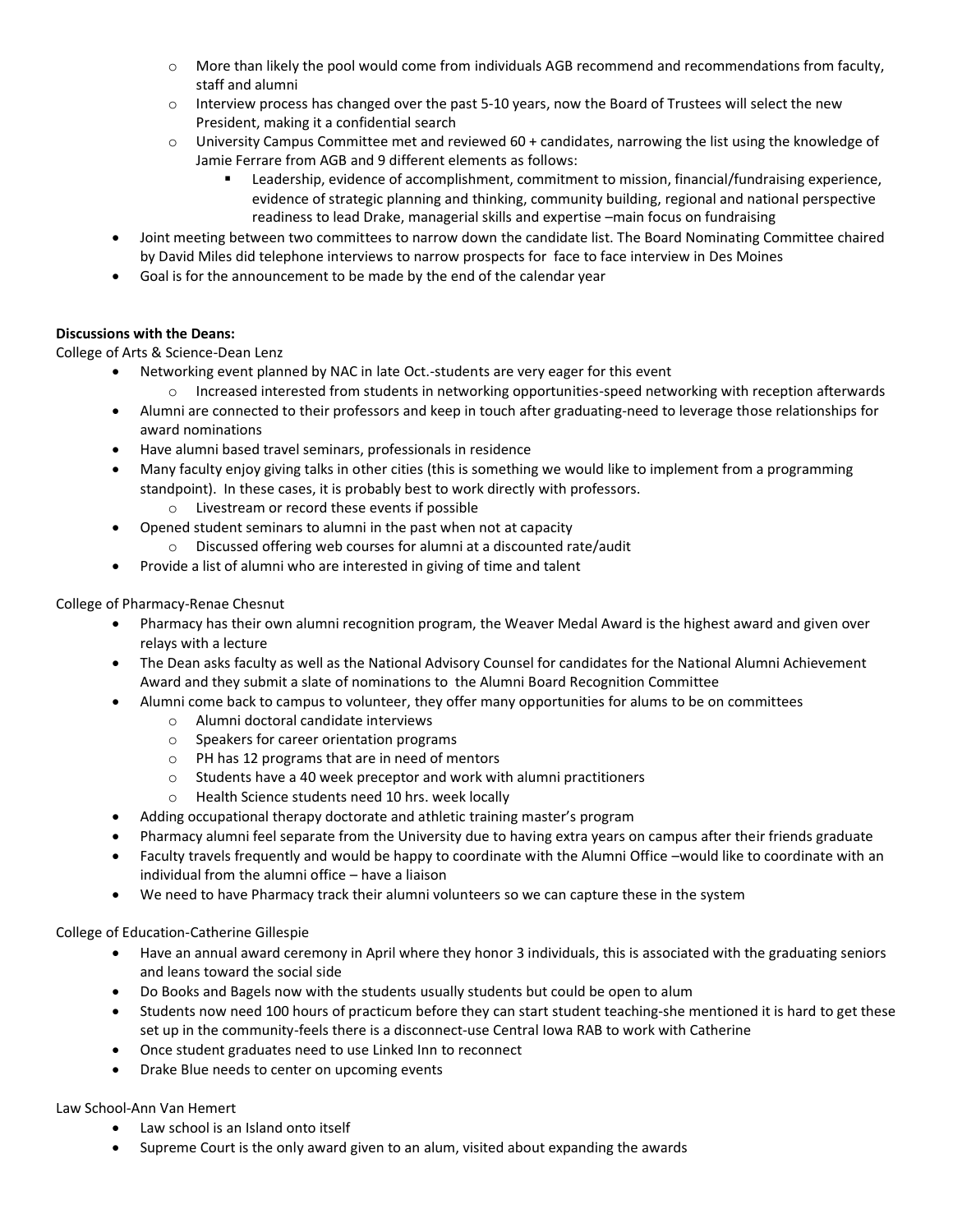- More than likely the pool would come from individuals AGB recommend and recommendations from faculty, staff and alumni
  - Interview process has changed over the past 5-10 years, now the Board of Trustees will select the new President, making it a confidential search
  - University Campus Committee met and reviewed 60 + candidates, narrowing the list using the knowledge of Jamie Ferrare from AGB and 9 different elements as follows:
    - Leadership, evidence of accomplishment, commitment to mission, financial/fundraising experience, evidence of strategic planning and thinking, community building, regional and national perspective readiness to lead Drake, managerial skills and expertise –main focus on fundraising
- Joint meeting between two committees to narrow down the candidate list. The Board Nominating Committee chaired by David Miles did telephone interviews to narrow prospects for face to face interview in Des Moines
- Goal is for the announcement to be made by the end of the calendar year

**Discussions with the Deans:**

College of Arts & Science-Dean Lenz

- Networking event planned by NAC in late Oct.-students are very eager for this event
  - Increased interested from students in networking opportunities-speed networking with reception afterwards
- Alumni are connected to their professors and keep in touch after graduating-need to leverage those relationships for award nominations
- Have alumni based travel seminars, professionals in residence
- Many faculty enjoy giving talks in other cities (this is something we would like to implement from a programming standpoint). In these cases, it is probably best to work directly with professors.
  - Livestream or record these events if possible
- Opened student seminars to alumni in the past when not at capacity
  - Discussed offering web courses for alumni at a discounted rate/audit
- Provide a list of alumni who are interested in giving of time and talent

College of Pharmacy-Renae Chesnut

- Pharmacy has their own alumni recognition program, the Weaver Medal Award is the highest award and given over relays with a lecture
- The Dean asks faculty as well as the National Advisory Counsel for candidates for the National Alumni Achievement Award and they submit a slate of nominations to the Alumni Board Recognition Committee
- Alumni come back to campus to volunteer, they offer many opportunities for alums to be on committees
  - Alumni doctoral candidate interviews
  - Speakers for career orientation programs
  - PH has 12 programs that are in need of mentors
  - Students have a 40 week preceptor and work with alumni practitioners
  - Health Science students need 10 hrs. week locally
- Adding occupational therapy doctorate and athletic training master's program
- Pharmacy alumni feel separate from the University due to having extra years on campus after their friends graduate
- Faculty travels frequently and would be happy to coordinate with the Alumni Office –would like to coordinate with an individual from the alumni office – have a liaison
- We need to have Pharmacy track their alumni volunteers so we can capture these in the system

College of Education-Catherine Gillespie

- Have an annual award ceremony in April where they honor 3 individuals, this is associated with the graduating seniors and leans toward the social side
- Do Books and Bagels now with the students usually students but could be open to alum
- Students now need 100 hours of practicum before they can start student teaching-she mentioned it is hard to get these set up in the community-feels there is a disconnect-use Central Iowa RAB to work with Catherine
- Once student graduates need to use Linked Inn to reconnect
- Drake Blue needs to center on upcoming events

Law School-Ann Van Hemert

- Law school is an Island onto itself
- Supreme Court is the only award given to an alum, visited about expanding the awards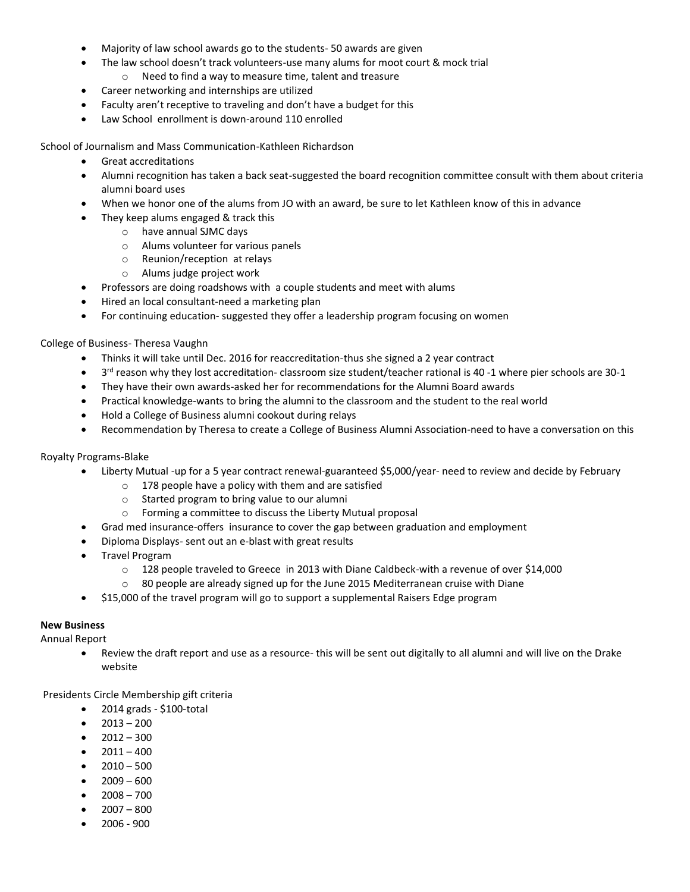- Majority of law school awards go to the students- 50 awards are given
- The law school doesn't track volunteers-use many alums for moot court & mock trial
    - Need to find a way to measure time, talent and treasure
- Career networking and internships are utilized
- Faculty aren't receptive to traveling and don't have a budget for this
- Law School enrollment is down-around 110 enrolled

School of Journalism and Mass Communication-Kathleen Richardson

- Great accreditations
- Alumni recognition has taken a back seat-suggested the board recognition committee consult with them about criteria alumni board uses
- When we honor one of the alums from JO with an award, be sure to let Kathleen know of this in advance
- They keep alums engaged & track this
    - have annual SJMC days
    - Alums volunteer for various panels
    - Reunion/reception at relays
    - Alums judge project work
- Professors are doing roadshows with a couple students and meet with alums
- Hired an local consultant-need a marketing plan
- For continuing education- suggested they offer a leadership program focusing on women

College of Business- Theresa Vaughn

- Thinks it will take until Dec. 2016 for reaccreditation-thus she signed a 2 year contract
- 3rd reason why they lost accreditation- classroom size student/teacher rational is 40 -1 where pier schools are 30-1
- They have their own awards-asked her for recommendations for the Alumni Board awards
- Practical knowledge-wants to bring the alumni to the classroom and the student to the real world
- Hold a College of Business alumni cookout during relays
- Recommendation by Theresa to create a College of Business Alumni Association-need to have a conversation on this

Royalty Programs-Blake

- Liberty Mutual -up for a 5 year contract renewal-guaranteed $5,000/year- need to review and decide by February
    - 178 people have a policy with them and are satisfied
    - Started program to bring value to our alumni
    - Forming a committee to discuss the Liberty Mutual proposal
- Grad med insurance-offers insurance to cover the gap between graduation and employment
- Diploma Displays- sent out an e-blast with great results
- Travel Program
    - 128 people traveled to Greece in 2013 with Diane Caldbeck-with a revenue of over $14,000
    - 80 people are already signed up for the June 2015 Mediterranean cruise with Diane
- $15,000 of the travel program will go to support a supplemental Raisers Edge program

**New Business**

Annual Report

- Review the draft report and use as a resource- this will be sent out digitally to all alumni and will live on the Drake website

Presidents Circle Membership gift criteria

- 2014 grads - $100-total
- 2013 – 200
- 2012 – 300
- 2011 – 400
- 2010 – 500
- 2009 – 600
- 2008 – 700
- 2007 – 800
- 2006 - 900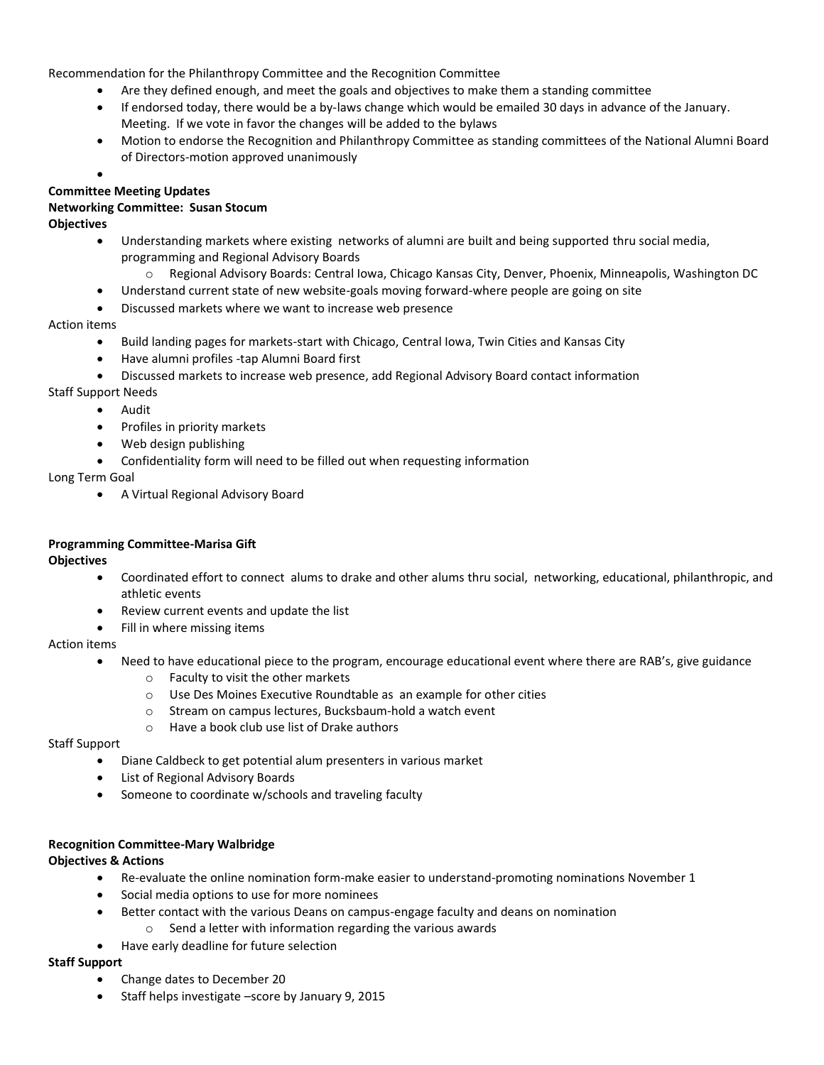Recommendation for the Philanthropy Committee and the Recognition Committee

- Are they defined enough, and meet the goals and objectives to make them a standing committee
- If endorsed today, there would be a by-laws change which would be emailed 30 days in advance of the January. Meeting. If we vote in favor the changes will be added to the bylaws
- Motion to endorse the Recognition and Philanthropy Committee as standing committees of the National Alumni Board of Directors-motion approved unanimously

**Committee Meeting Updates**

**Networking Committee: Susan Stocum**

**Objectives**

- Understanding markets where existing networks of alumni are built and being supported thru social media, programming and Regional Advisory Boards
  - Regional Advisory Boards: Central Iowa, Chicago Kansas City, Denver, Phoenix, Minneapolis, Washington DC
- Understand current state of new website-goals moving forward-where people are going on site
- Discussed markets where we want to increase web presence

Action items

- Build landing pages for markets-start with Chicago, Central Iowa, Twin Cities and Kansas City
- Have alumni profiles -tap Alumni Board first
- Discussed markets to increase web presence, add Regional Advisory Board contact information

Staff Support Needs

- Audit
- Profiles in priority markets
- Web design publishing
- Confidentiality form will need to be filled out when requesting information

Long Term Goal

- A Virtual Regional Advisory Board

**Programming Committee-Marisa Gift**

**Objectives**

- Coordinated effort to connect alums to drake and other alums thru social, networking, educational, philanthropic, and athletic events
- Review current events and update the list
- Fill in where missing items

Action items

- Need to have educational piece to the program, encourage educational event where there are RAB's, give guidance
  - Faculty to visit the other markets
  - Use Des Moines Executive Roundtable as an example for other cities
  - Stream on campus lectures, Bucksbaum-hold a watch event
  - Have a book club use list of Drake authors

Staff Support

- Diane Caldbeck to get potential alum presenters in various market
- List of Regional Advisory Boards
- Someone to coordinate w/schools and traveling faculty

**Recognition Committee-Mary Walbridge**

**Objectives & Actions**

- Re-evaluate the online nomination form-make easier to understand-promoting nominations November 1
- Social media options to use for more nominees
- Better contact with the various Deans on campus-engage faculty and deans on nomination
  - Send a letter with information regarding the various awards
- Have early deadline for future selection

**Staff Support**

- Change dates to December 20
- Staff helps investigate –score by January 9, 2015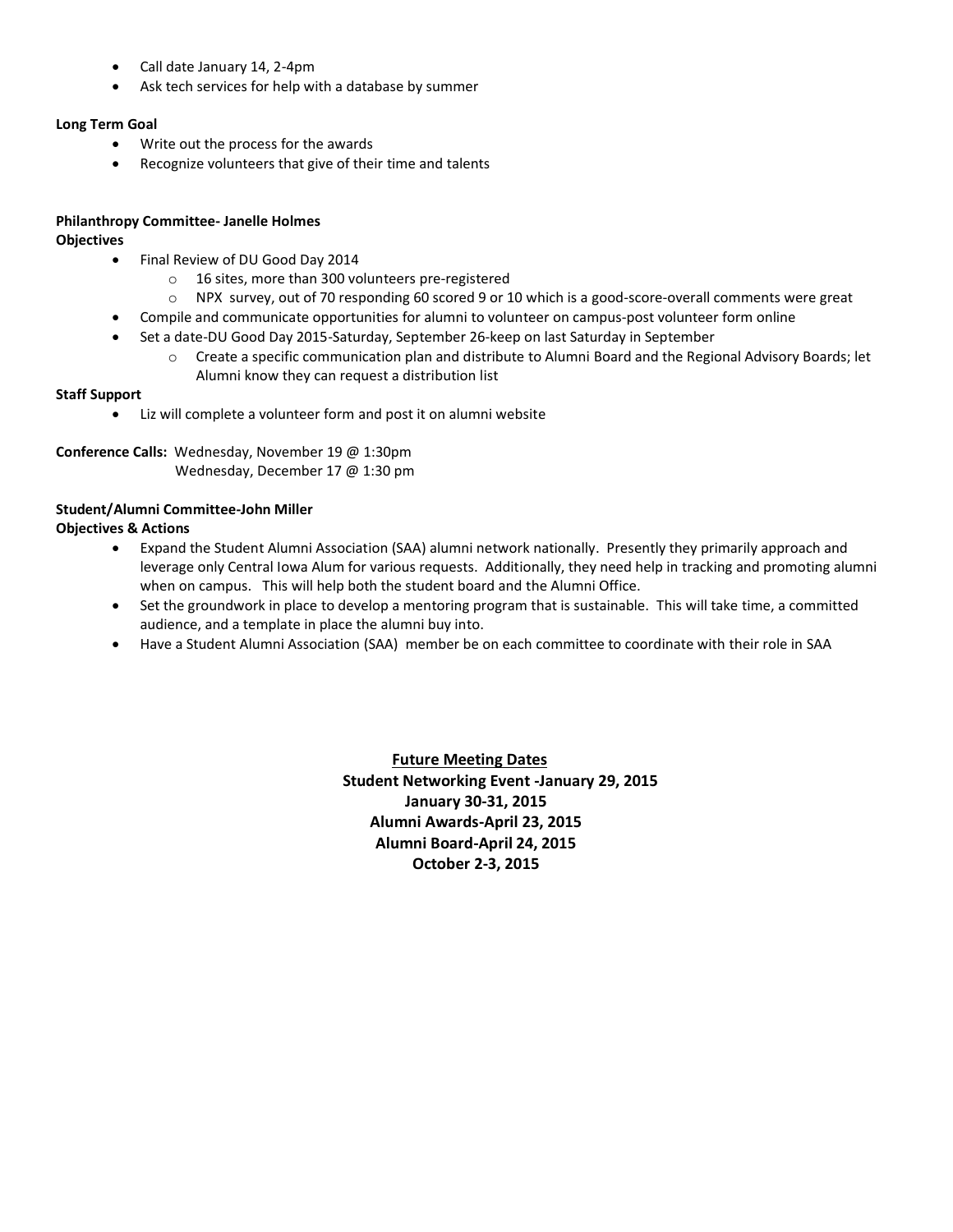- Call date January 14, 2-4pm
- Ask tech services for help with a database by summer

**Long Term Goal**

- Write out the process for the awards
- Recognize volunteers that give of their time and talents

**Philanthropy Committee- Janelle Holmes**

**Objectives**

- Final Review of DU Good Day 2014
  - 16 sites, more than 300 volunteers pre-registered
  - NPX survey, out of 70 responding 60 scored 9 or 10 which is a good-score-overall comments were great
- Compile and communicate opportunities for alumni to volunteer on campus-post volunteer form online
- Set a date-DU Good Day 2015-Saturday, September 26-keep on last Saturday in September
  - Create a specific communication plan and distribute to Alumni Board and the Regional Advisory Boards; let Alumni know they can request a distribution list

**Staff Support**

- Liz will complete a volunteer form and post it on alumni website

**Conference Calls:** Wednesday, November 19 @ 1:30pm
Wednesday, December 17 @ 1:30 pm

**Student/Alumni Committee-John Miller**

**Objectives & Actions**

- Expand the Student Alumni Association (SAA) alumni network nationally. Presently they primarily approach and leverage only Central Iowa Alum for various requests. Additionally, they need help in tracking and promoting alumni when on campus. This will help both the student board and the Alumni Office.
- Set the groundwork in place to develop a mentoring program that is sustainable. This will take time, a committed audience, and a template in place the alumni buy into.
- Have a Student Alumni Association (SAA) member be on each committee to coordinate with their role in SAA

**Future Meeting Dates**

**Student Networking Event -January 29, 2015**

**January 30-31, 2015**

**Alumni Awards-April 23, 2015**

**Alumni Board-April 24, 2015**

**October 2-3, 2015**